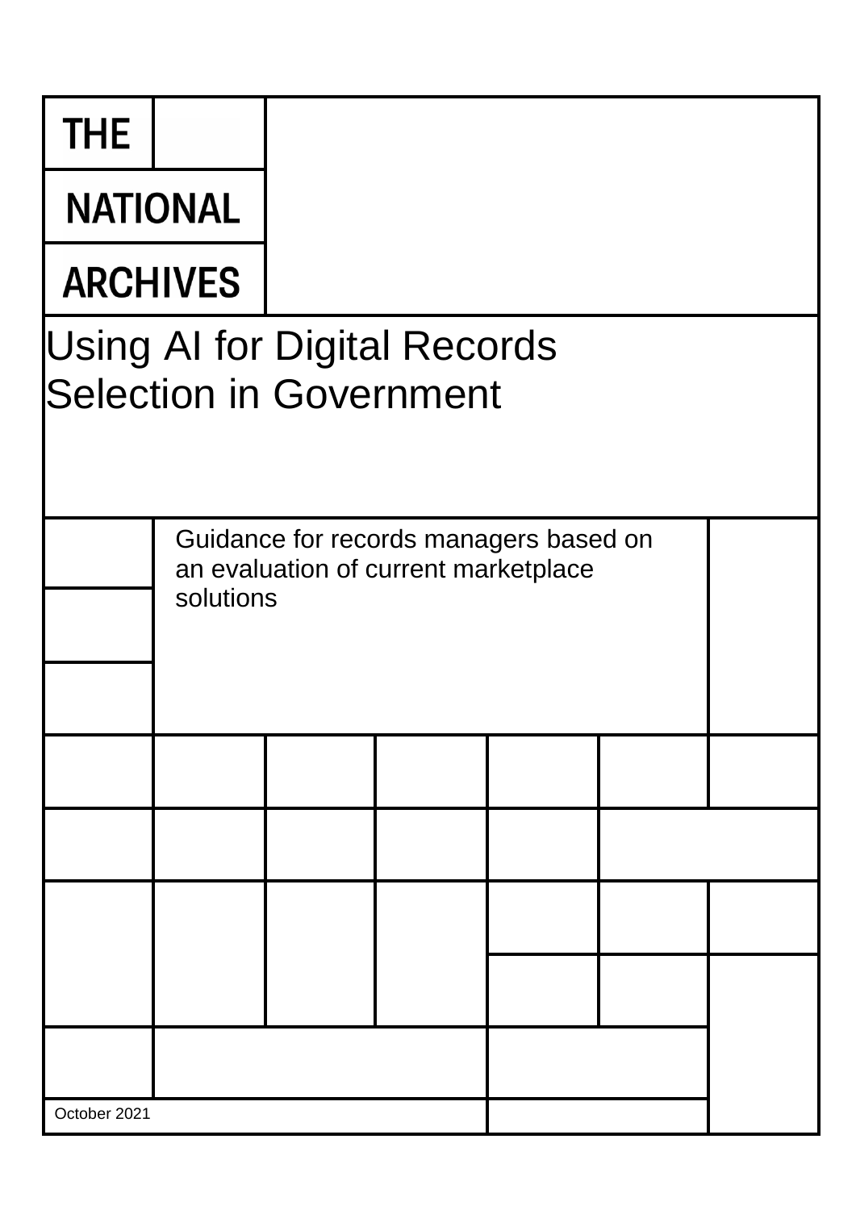THE NATIONAL ARCHIVES

# Using AI for Digital Records Selection in Government

Guidance for records managers based on an evaluation of current marketplace solutions

October 2021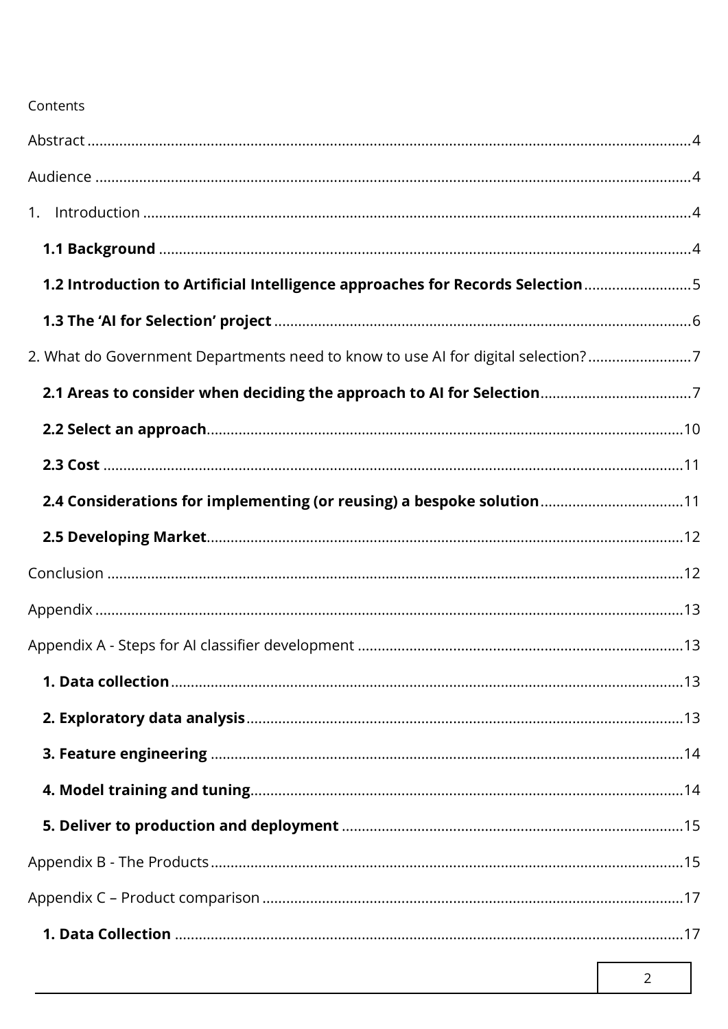Contents

Abstract ....................................................................................................................................................4

Audience ...................................................................................................................................................4

1. Introduction ........................................................................................................................................4

**1.1 Background** ....................................................................................................................................4

**1.2 Introduction to Artificial Intelligence approaches for Records Selection**...........................5

**1.3 The 'AI for Selection' project** ........................................................................................................6

2. What do Government Departments need to know to use AI for digital selection? ..........................7

**2.1 Areas to consider when deciding the approach to AI for Selection**......................................7

**2.2 Select an approach**......................................................................................................................10

**2.3 Cost** ................................................................................................................................................11

**2.4 Considerations for implementing (or reusing) a bespoke solution**....................................11

**2.5 Developing Market**......................................................................................................................12

Conclusion ...............................................................................................................................................12

Appendix ..................................................................................................................................................13

Appendix A - Steps for AI classifier development .................................................................................13

**1. Data collection**...............................................................................................................................13

**2. Exploratory data analysis**............................................................................................................13

**3. Feature engineering** .....................................................................................................................14

**4. Model training and tuning**...........................................................................................................14

**5. Deliver to production and deployment** .....................................................................................15

Appendix B - The Products......................................................................................................................15

Appendix C – Product comparison .........................................................................................................17

**1. Data Collection** ..............................................................................................................................17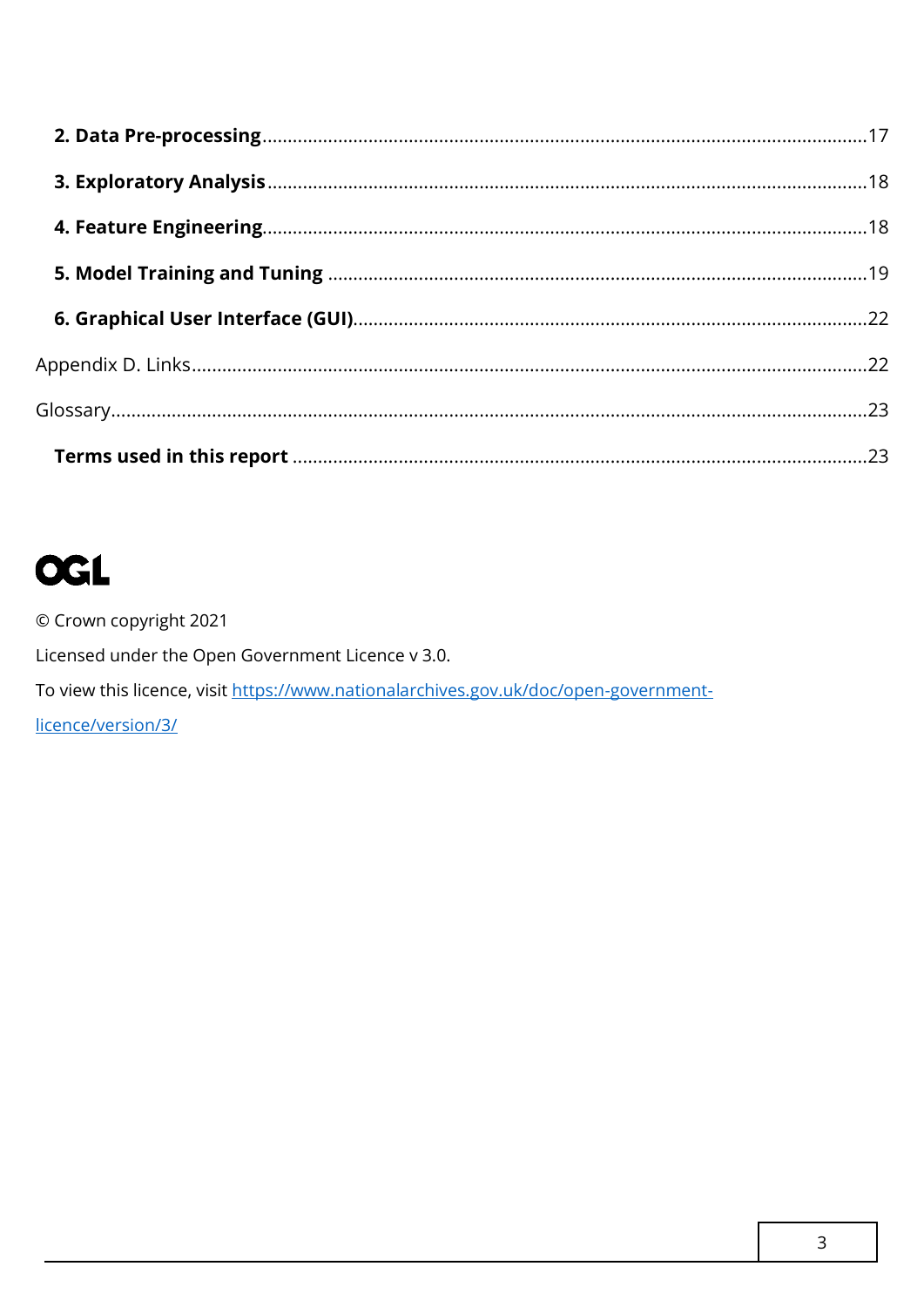**2. Data Pre-processing** ..... 17

**3. Exploratory Analysis** ..... 18

**4. Feature Engineering** ..... 18

**5. Model Training and Tuning** ..... 19

**6. Graphical User Interface (GUI)** ..... 22

Appendix D. Links ..... 22

Glossary ..... 23

**Terms used in this report** ..... 23

**OGL**

© Crown copyright 2021

Licensed under the Open Government Licence v 3.0.

To view this licence, visit [https://www.nationalarchives.gov.uk/doc/open-government-licence/version/3/](https://www.nationalarchives.gov.uk/doc/open-government-licence/version/3/)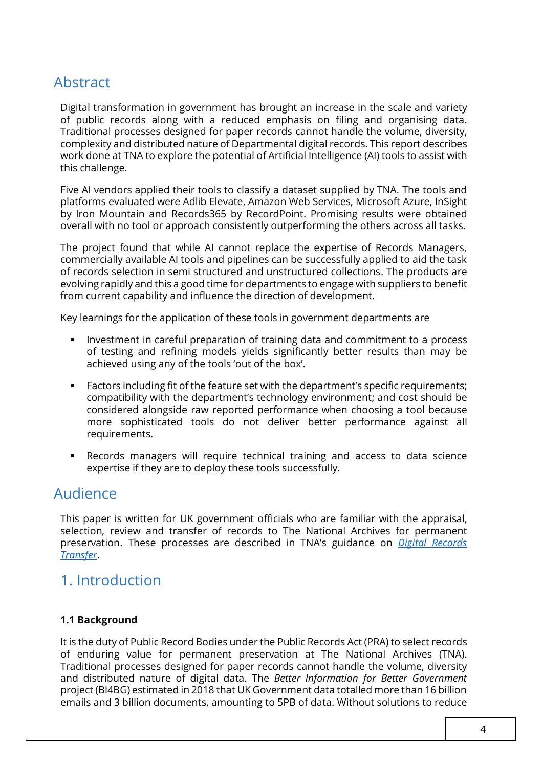## Abstract

Digital transformation in government has brought an increase in the scale and variety of public records along with a reduced emphasis on filing and organising data. Traditional processes designed for paper records cannot handle the volume, diversity, complexity and distributed nature of Departmental digital records. This report describes work done at TNA to explore the potential of Artificial Intelligence (AI) tools to assist with this challenge.

Five AI vendors applied their tools to classify a dataset supplied by TNA. The tools and platforms evaluated were Adlib Elevate, Amazon Web Services, Microsoft Azure, InSight by Iron Mountain and Records365 by RecordPoint. Promising results were obtained overall with no tool or approach consistently outperforming the others across all tasks.

The project found that while AI cannot replace the expertise of Records Managers, commercially available AI tools and pipelines can be successfully applied to aid the task of records selection in semi structured and unstructured collections. The products are evolving rapidly and this a good time for departments to engage with suppliers to benefit from current capability and influence the direction of development.

Key learnings for the application of these tools in government departments are

- Investment in careful preparation of training data and commitment to a process of testing and refining models yields significantly better results than may be achieved using any of the tools 'out of the box'.
- Factors including fit of the feature set with the department's specific requirements; compatibility with the department's technology environment; and cost should be considered alongside raw reported performance when choosing a tool because more sophisticated tools do not deliver better performance against all requirements.
- Records managers will require technical training and access to data science expertise if they are to deploy these tools successfully.

## Audience

This paper is written for UK government officials who are familiar with the appraisal, selection, review and transfer of records to The National Archives for permanent preservation. These processes are described in TNA's guidance on *Digital Records Transfer*.

## 1. Introduction

**1.1 Background**

It is the duty of Public Record Bodies under the Public Records Act (PRA) to select records of enduring value for permanent preservation at The National Archives (TNA). Traditional processes designed for paper records cannot handle the volume, diversity and distributed nature of digital data. The *Better Information for Better Government* project (BI4BG) estimated in 2018 that UK Government data totalled more than 16 billion emails and 3 billion documents, amounting to 5PB of data. Without solutions to reduce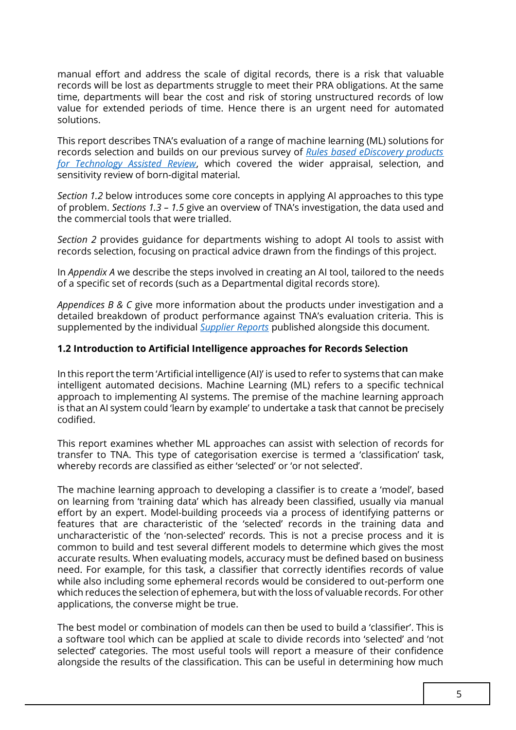manual effort and address the scale of digital records, there is a risk that valuable records will be lost as departments struggle to meet their PRA obligations. At the same time, departments will bear the cost and risk of storing unstructured records of low value for extended periods of time. Hence there is an urgent need for automated solutions.

This report describes TNA's evaluation of a range of machine learning (ML) solutions for records selection and builds on our previous survey of *Rules based eDiscovery products for Technology Assisted Review*, which covered the wider appraisal, selection, and sensitivity review of born-digital material.

*Section 1.2* below introduces some core concepts in applying AI approaches to this type of problem. *Sections 1.3 – 1.5* give an overview of TNA's investigation, the data used and the commercial tools that were trialled.

*Section 2* provides guidance for departments wishing to adopt AI tools to assist with records selection, focusing on practical advice drawn from the findings of this project.

In *Appendix A* we describe the steps involved in creating an AI tool, tailored to the needs of a specific set of records (such as a Departmental digital records store).

*Appendices B & C* give more information about the products under investigation and a detailed breakdown of product performance against TNA's evaluation criteria. This is supplemented by the individual *Supplier Reports* published alongside this document.

### 1.2 Introduction to Artificial Intelligence approaches for Records Selection

In this report the term 'Artificial intelligence (AI)' is used to refer to systems that can make intelligent automated decisions. Machine Learning (ML) refers to a specific technical approach to implementing AI systems. The premise of the machine learning approach is that an AI system could 'learn by example' to undertake a task that cannot be precisely codified.

This report examines whether ML approaches can assist with selection of records for transfer to TNA. This type of categorisation exercise is termed a 'classification' task, whereby records are classified as either 'selected' or 'or not selected'.

The machine learning approach to developing a classifier is to create a 'model', based on learning from 'training data' which has already been classified, usually via manual effort by an expert. Model-building proceeds via a process of identifying patterns or features that are characteristic of the 'selected' records in the training data and uncharacteristic of the 'non-selected' records. This is not a precise process and it is common to build and test several different models to determine which gives the most accurate results. When evaluating models, accuracy must be defined based on business need. For example, for this task, a classifier that correctly identifies records of value while also including some ephemeral records would be considered to out-perform one which reduces the selection of ephemera, but with the loss of valuable records. For other applications, the converse might be true.

The best model or combination of models can then be used to build a 'classifier'. This is a software tool which can be applied at scale to divide records into 'selected' and 'not selected' categories. The most useful tools will report a measure of their confidence alongside the results of the classification. This can be useful in determining how much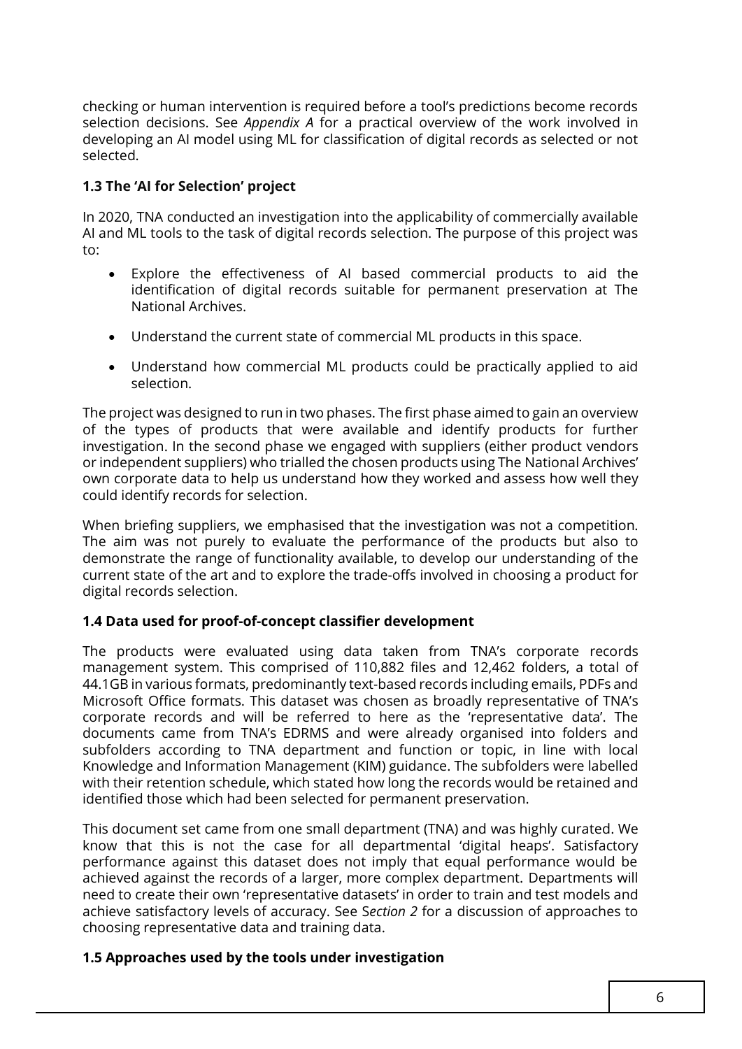checking or human intervention is required before a tool's predictions become records selection decisions. See *Appendix A* for a practical overview of the work involved in developing an AI model using ML for classification of digital records as selected or not selected.

### 1.3 The 'AI for Selection' project

In 2020, TNA conducted an investigation into the applicability of commercially available AI and ML tools to the task of digital records selection. The purpose of this project was to:

- Explore the effectiveness of AI based commercial products to aid the identification of digital records suitable for permanent preservation at The National Archives.
- Understand the current state of commercial ML products in this space.
- Understand how commercial ML products could be practically applied to aid selection.

The project was designed to run in two phases. The first phase aimed to gain an overview of the types of products that were available and identify products for further investigation. In the second phase we engaged with suppliers (either product vendors or independent suppliers) who trialled the chosen products using The National Archives' own corporate data to help us understand how they worked and assess how well they could identify records for selection.

When briefing suppliers, we emphasised that the investigation was not a competition. The aim was not purely to evaluate the performance of the products but also to demonstrate the range of functionality available, to develop our understanding of the current state of the art and to explore the trade-offs involved in choosing a product for digital records selection.

### 1.4 Data used for proof-of-concept classifier development

The products were evaluated using data taken from TNA's corporate records management system. This comprised of 110,882 files and 12,462 folders, a total of 44.1GB in various formats, predominantly text-based records including emails, PDFs and Microsoft Office formats. This dataset was chosen as broadly representative of TNA's corporate records and will be referred to here as the 'representative data'. The documents came from TNA's EDRMS and were already organised into folders and subfolders according to TNA department and function or topic, in line with local Knowledge and Information Management (KIM) guidance. The subfolders were labelled with their retention schedule, which stated how long the records would be retained and identified those which had been selected for permanent preservation.

This document set came from one small department (TNA) and was highly curated. We know that this is not the case for all departmental 'digital heaps'. Satisfactory performance against this dataset does not imply that equal performance would be achieved against the records of a larger, more complex department. Departments will need to create their own 'representative datasets' in order to train and test models and achieve satisfactory levels of accuracy. See *Section 2* for a discussion of approaches to choosing representative data and training data.

### 1.5 Approaches used by the tools under investigation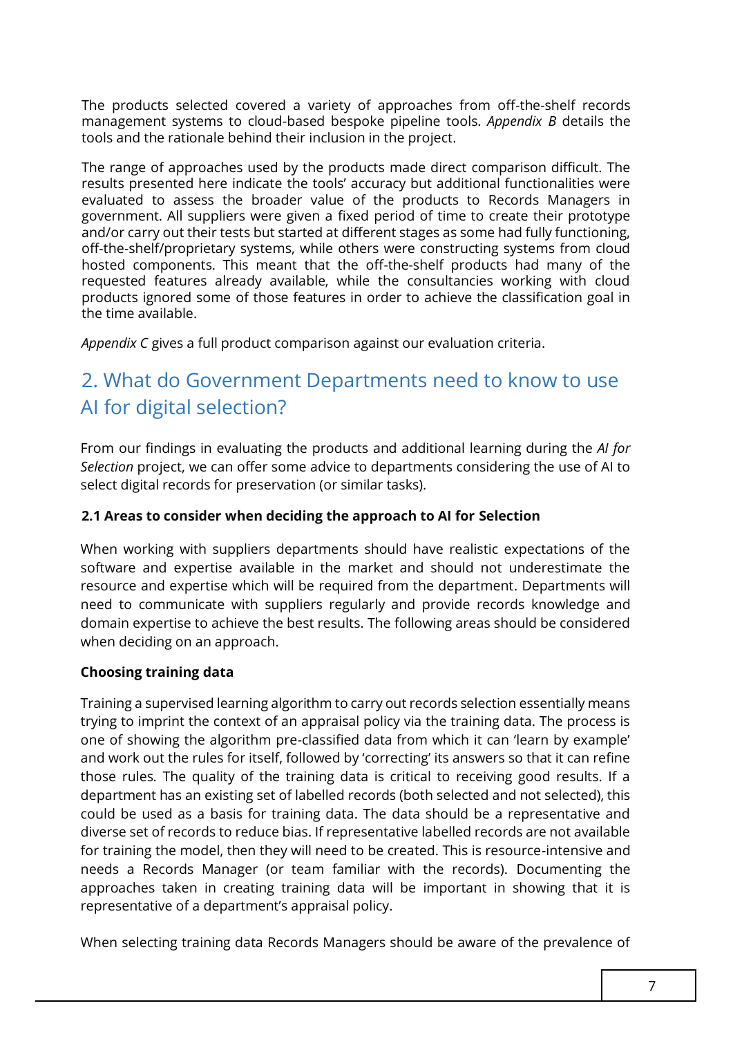The products selected covered a variety of approaches from off-the-shelf records management systems to cloud-based bespoke pipeline tools. *Appendix B* details the tools and the rationale behind their inclusion in the project.

The range of approaches used by the products made direct comparison difficult. The results presented here indicate the tools' accuracy but additional functionalities were evaluated to assess the broader value of the products to Records Managers in government. All suppliers were given a fixed period of time to create their prototype and/or carry out their tests but started at different stages as some had fully functioning, off-the-shelf/proprietary systems, while others were constructing systems from cloud hosted components. This meant that the off-the-shelf products had many of the requested features already available, while the consultancies working with cloud products ignored some of those features in order to achieve the classification goal in the time available.

*Appendix C* gives a full product comparison against our evaluation criteria.

## 2. What do Government Departments need to know to use AI for digital selection?

From our findings in evaluating the products and additional learning during the *AI for Selection* project, we can offer some advice to departments considering the use of AI to select digital records for preservation (or similar tasks).

### 2.1 Areas to consider when deciding the approach to AI for Selection

When working with suppliers departments should have realistic expectations of the software and expertise available in the market and should not underestimate the resource and expertise which will be required from the department. Departments will need to communicate with suppliers regularly and provide records knowledge and domain expertise to achieve the best results. The following areas should be considered when deciding on an approach.

**Choosing training data**

Training a supervised learning algorithm to carry out records selection essentially means trying to imprint the context of an appraisal policy via the training data. The process is one of showing the algorithm pre-classified data from which it can 'learn by example' and work out the rules for itself, followed by 'correcting' its answers so that it can refine those rules. The quality of the training data is critical to receiving good results. If a department has an existing set of labelled records (both selected and not selected), this could be used as a basis for training data. The data should be a representative and diverse set of records to reduce bias. If representative labelled records are not available for training the model, then they will need to be created. This is resource-intensive and needs a Records Manager (or team familiar with the records). Documenting the approaches taken in creating training data will be important in showing that it is representative of a department's appraisal policy.

When selecting training data Records Managers should be aware of the prevalence of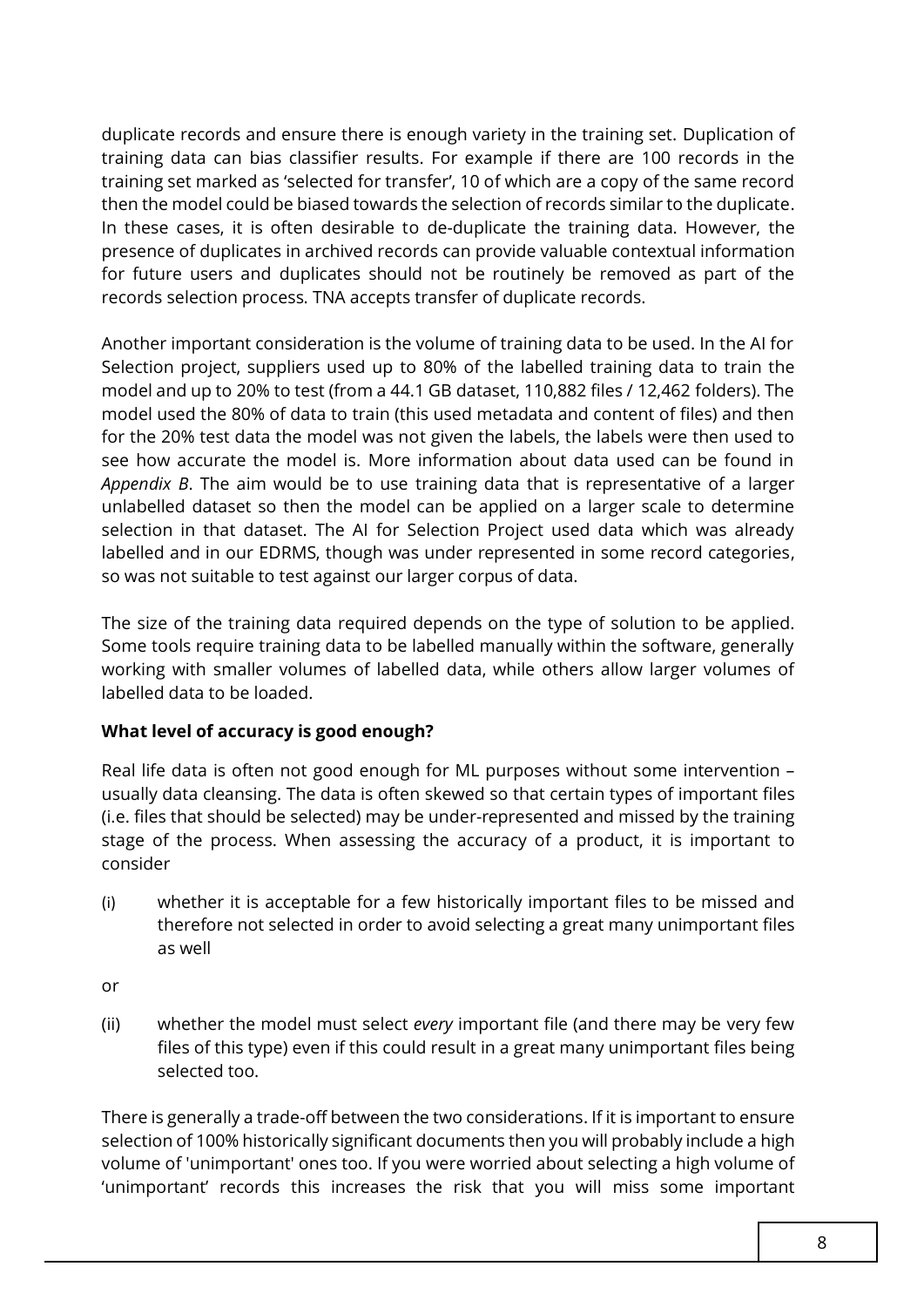duplicate records and ensure there is enough variety in the training set. Duplication of training data can bias classifier results. For example if there are 100 records in the training set marked as 'selected for transfer', 10 of which are a copy of the same record then the model could be biased towards the selection of records similar to the duplicate. In these cases, it is often desirable to de-duplicate the training data. However, the presence of duplicates in archived records can provide valuable contextual information for future users and duplicates should not be routinely be removed as part of the records selection process. TNA accepts transfer of duplicate records.

Another important consideration is the volume of training data to be used. In the AI for Selection project, suppliers used up to 80% of the labelled training data to train the model and up to 20% to test (from a 44.1 GB dataset, 110,882 files / 12,462 folders). The model used the 80% of data to train (this used metadata and content of files) and then for the 20% test data the model was not given the labels, the labels were then used to see how accurate the model is. More information about data used can be found in *Appendix B*. The aim would be to use training data that is representative of a larger unlabelled dataset so then the model can be applied on a larger scale to determine selection in that dataset. The AI for Selection Project used data which was already labelled and in our EDRMS, though was under represented in some record categories, so was not suitable to test against our larger corpus of data.

The size of the training data required depends on the type of solution to be applied. Some tools require training data to be labelled manually within the software, generally working with smaller volumes of labelled data, while others allow larger volumes of labelled data to be loaded.

**What level of accuracy is good enough?**

Real life data is often not good enough for ML purposes without some intervention – usually data cleansing. The data is often skewed so that certain types of important files (i.e. files that should be selected) may be under-represented and missed by the training stage of the process. When assessing the accuracy of a product, it is important to consider

(i) whether it is acceptable for a few historically important files to be missed and therefore not selected in order to avoid selecting a great many unimportant files as well

or

(ii) whether the model must select *every* important file (and there may be very few files of this type) even if this could result in a great many unimportant files being selected too.

There is generally a trade-off between the two considerations. If it is important to ensure selection of 100% historically significant documents then you will probably include a high volume of 'unimportant' ones too. If you were worried about selecting a high volume of 'unimportant' records this increases the risk that you will miss some important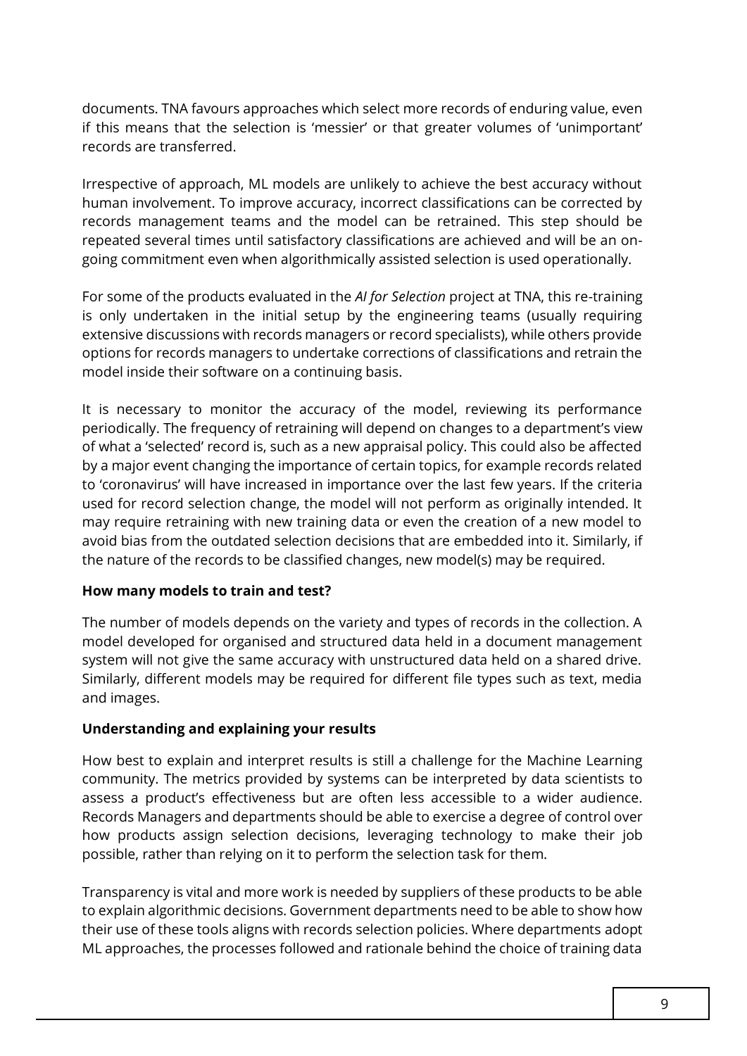documents. TNA favours approaches which select more records of enduring value, even if this means that the selection is 'messier' or that greater volumes of 'unimportant' records are transferred.

Irrespective of approach, ML models are unlikely to achieve the best accuracy without human involvement. To improve accuracy, incorrect classifications can be corrected by records management teams and the model can be retrained. This step should be repeated several times until satisfactory classifications are achieved and will be an on-going commitment even when algorithmically assisted selection is used operationally.

For some of the products evaluated in the *AI for Selection* project at TNA, this re-training is only undertaken in the initial setup by the engineering teams (usually requiring extensive discussions with records managers or record specialists), while others provide options for records managers to undertake corrections of classifications and retrain the model inside their software on a continuing basis.

It is necessary to monitor the accuracy of the model, reviewing its performance periodically. The frequency of retraining will depend on changes to a department's view of what a 'selected' record is, such as a new appraisal policy. This could also be affected by a major event changing the importance of certain topics, for example records related to 'coronavirus' will have increased in importance over the last few years. If the criteria used for record selection change, the model will not perform as originally intended. It may require retraining with new training data or even the creation of a new model to avoid bias from the outdated selection decisions that are embedded into it. Similarly, if the nature of the records to be classified changes, new model(s) may be required.

**How many models to train and test?**

The number of models depends on the variety and types of records in the collection. A model developed for organised and structured data held in a document management system will not give the same accuracy with unstructured data held on a shared drive. Similarly, different models may be required for different file types such as text, media and images.

**Understanding and explaining your results**

How best to explain and interpret results is still a challenge for the Machine Learning community. The metrics provided by systems can be interpreted by data scientists to assess a product's effectiveness but are often less accessible to a wider audience. Records Managers and departments should be able to exercise a degree of control over how products assign selection decisions, leveraging technology to make their job possible, rather than relying on it to perform the selection task for them.

Transparency is vital and more work is needed by suppliers of these products to be able to explain algorithmic decisions. Government departments need to be able to show how their use of these tools aligns with records selection policies. Where departments adopt ML approaches, the processes followed and rationale behind the choice of training data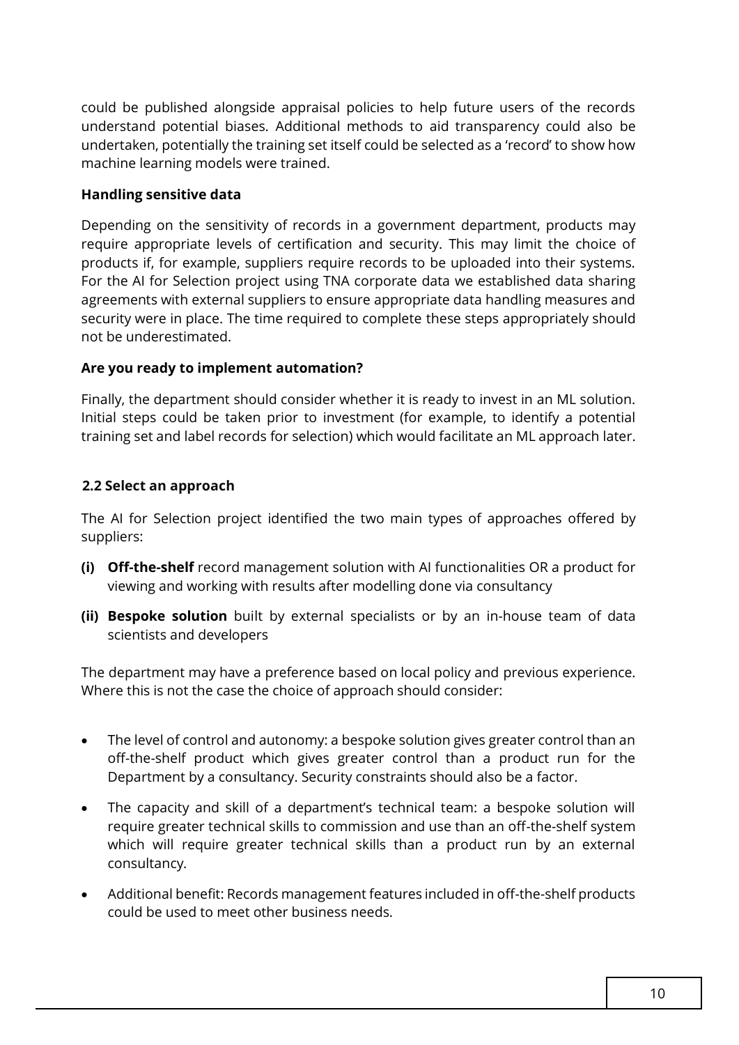could be published alongside appraisal policies to help future users of the records understand potential biases. Additional methods to aid transparency could also be undertaken, potentially the training set itself could be selected as a 'record' to show how machine learning models were trained.

### Handling sensitive data

Depending on the sensitivity of records in a government department, products may require appropriate levels of certification and security. This may limit the choice of products if, for example, suppliers require records to be uploaded into their systems. For the AI for Selection project using TNA corporate data we established data sharing agreements with external suppliers to ensure appropriate data handling measures and security were in place. The time required to complete these steps appropriately should not be underestimated.

### Are you ready to implement automation?

Finally, the department should consider whether it is ready to invest in an ML solution. Initial steps could be taken prior to investment (for example, to identify a potential training set and label records for selection) which would facilitate an ML approach later.

## 2.2 Select an approach

The AI for Selection project identified the two main types of approaches offered by suppliers:

- **(i) Off-the-shelf** record management solution with AI functionalities OR a product for viewing and working with results after modelling done via consultancy
- **(ii) Bespoke solution** built by external specialists or by an in-house team of data scientists and developers

The department may have a preference based on local policy and previous experience. Where this is not the case the choice of approach should consider:

- The level of control and autonomy: a bespoke solution gives greater control than an off-the-shelf product which gives greater control than a product run for the Department by a consultancy. Security constraints should also be a factor.
- The capacity and skill of a department's technical team: a bespoke solution will require greater technical skills to commission and use than an off-the-shelf system which will require greater technical skills than a product run by an external consultancy.
- Additional benefit: Records management features included in off-the-shelf products could be used to meet other business needs.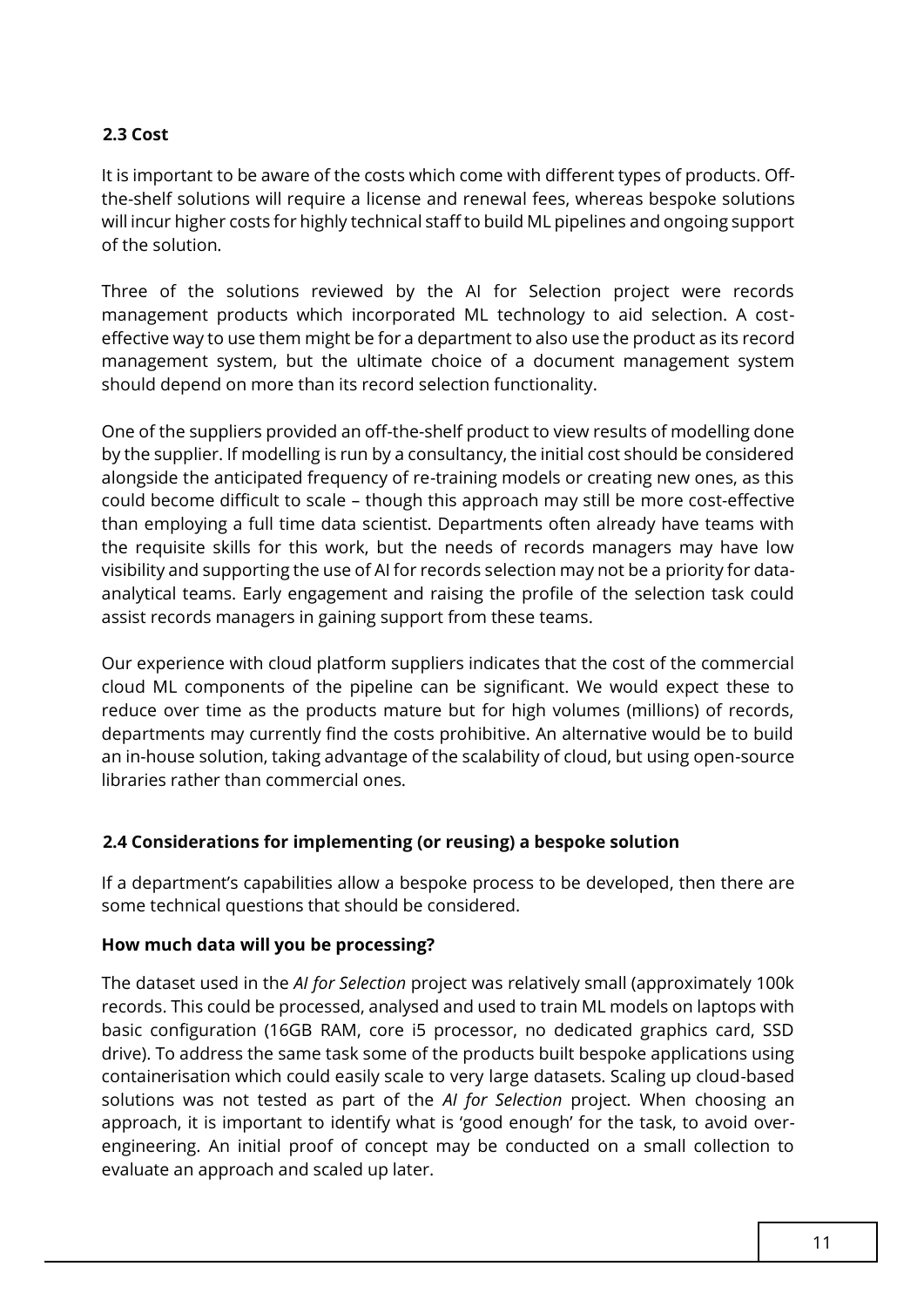### 2.3 Cost

It is important to be aware of the costs which come with different types of products. Off-the-shelf solutions will require a license and renewal fees, whereas bespoke solutions will incur higher costs for highly technical staff to build ML pipelines and ongoing support of the solution.

Three of the solutions reviewed by the AI for Selection project were records management products which incorporated ML technology to aid selection. A cost-effective way to use them might be for a department to also use the product as its record management system, but the ultimate choice of a document management system should depend on more than its record selection functionality.

One of the suppliers provided an off-the-shelf product to view results of modelling done by the supplier. If modelling is run by a consultancy, the initial cost should be considered alongside the anticipated frequency of re-training models or creating new ones, as this could become difficult to scale – though this approach may still be more cost-effective than employing a full time data scientist. Departments often already have teams with the requisite skills for this work, but the needs of records managers may have low visibility and supporting the use of AI for records selection may not be a priority for data-analytical teams. Early engagement and raising the profile of the selection task could assist records managers in gaining support from these teams.

Our experience with cloud platform suppliers indicates that the cost of the commercial cloud ML components of the pipeline can be significant. We would expect these to reduce over time as the products mature but for high volumes (millions) of records, departments may currently find the costs prohibitive. An alternative would be to build an in-house solution, taking advantage of the scalability of cloud, but using open-source libraries rather than commercial ones.

### 2.4 Considerations for implementing (or reusing) a bespoke solution

If a department's capabilities allow a bespoke process to be developed, then there are some technical questions that should be considered.

**How much data will you be processing?**

The dataset used in the *AI for Selection* project was relatively small (approximately 100k records. This could be processed, analysed and used to train ML models on laptops with basic configuration (16GB RAM, core i5 processor, no dedicated graphics card, SSD drive). To address the same task some of the products built bespoke applications using containerisation which could easily scale to very large datasets. Scaling up cloud-based solutions was not tested as part of the *AI for Selection* project. When choosing an approach, it is important to identify what is 'good enough' for the task, to avoid over-engineering. An initial proof of concept may be conducted on a small collection to evaluate an approach and scaled up later.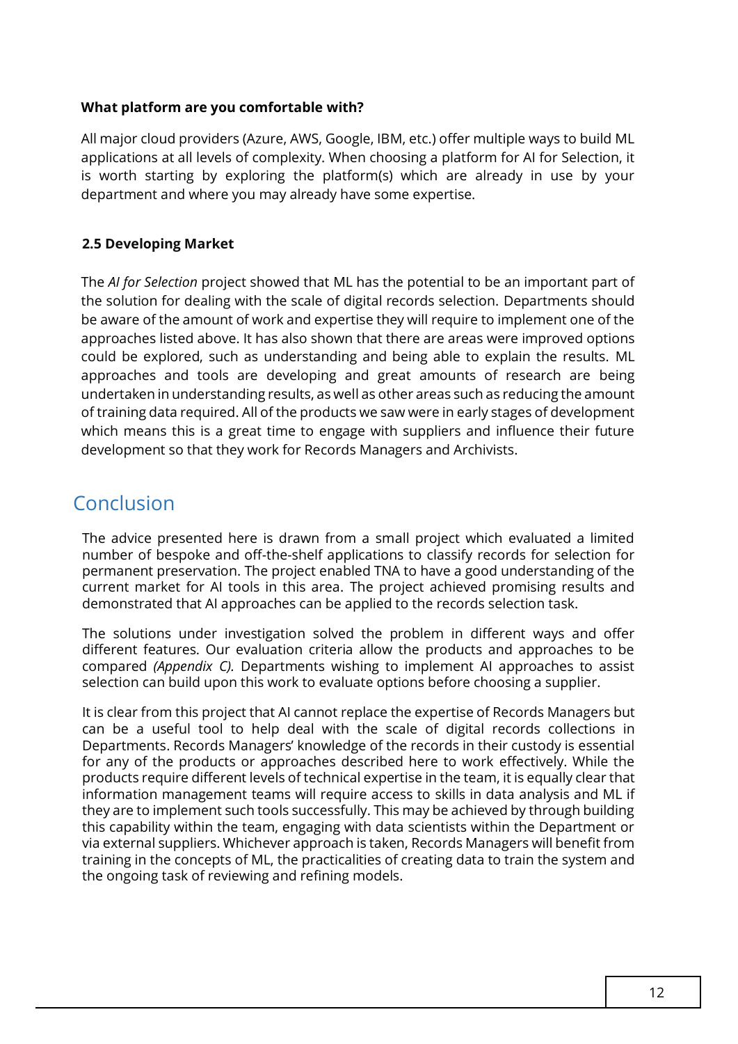**What platform are you comfortable with?**

All major cloud providers (Azure, AWS, Google, IBM, etc.) offer multiple ways to build ML applications at all levels of complexity. When choosing a platform for AI for Selection, it is worth starting by exploring the platform(s) which are already in use by your department and where you may already have some expertise.

### 2.5 Developing Market

The *AI for Selection* project showed that ML has the potential to be an important part of the solution for dealing with the scale of digital records selection. Departments should be aware of the amount of work and expertise they will require to implement one of the approaches listed above. It has also shown that there are areas were improved options could be explored, such as understanding and being able to explain the results. ML approaches and tools are developing and great amounts of research are being undertaken in understanding results, as well as other areas such as reducing the amount of training data required. All of the products we saw were in early stages of development which means this is a great time to engage with suppliers and influence their future development so that they work for Records Managers and Archivists.

## Conclusion

The advice presented here is drawn from a small project which evaluated a limited number of bespoke and off-the-shelf applications to classify records for selection for permanent preservation. The project enabled TNA to have a good understanding of the current market for AI tools in this area. The project achieved promising results and demonstrated that AI approaches can be applied to the records selection task.

The solutions under investigation solved the problem in different ways and offer different features. Our evaluation criteria allow the products and approaches to be compared *(Appendix C).* Departments wishing to implement AI approaches to assist selection can build upon this work to evaluate options before choosing a supplier.

It is clear from this project that AI cannot replace the expertise of Records Managers but can be a useful tool to help deal with the scale of digital records collections in Departments. Records Managers' knowledge of the records in their custody is essential for any of the products or approaches described here to work effectively. While the products require different levels of technical expertise in the team, it is equally clear that information management teams will require access to skills in data analysis and ML if they are to implement such tools successfully. This may be achieved by through building this capability within the team, engaging with data scientists within the Department or via external suppliers. Whichever approach is taken, Records Managers will benefit from training in the concepts of ML, the practicalities of creating data to train the system and the ongoing task of reviewing and refining models.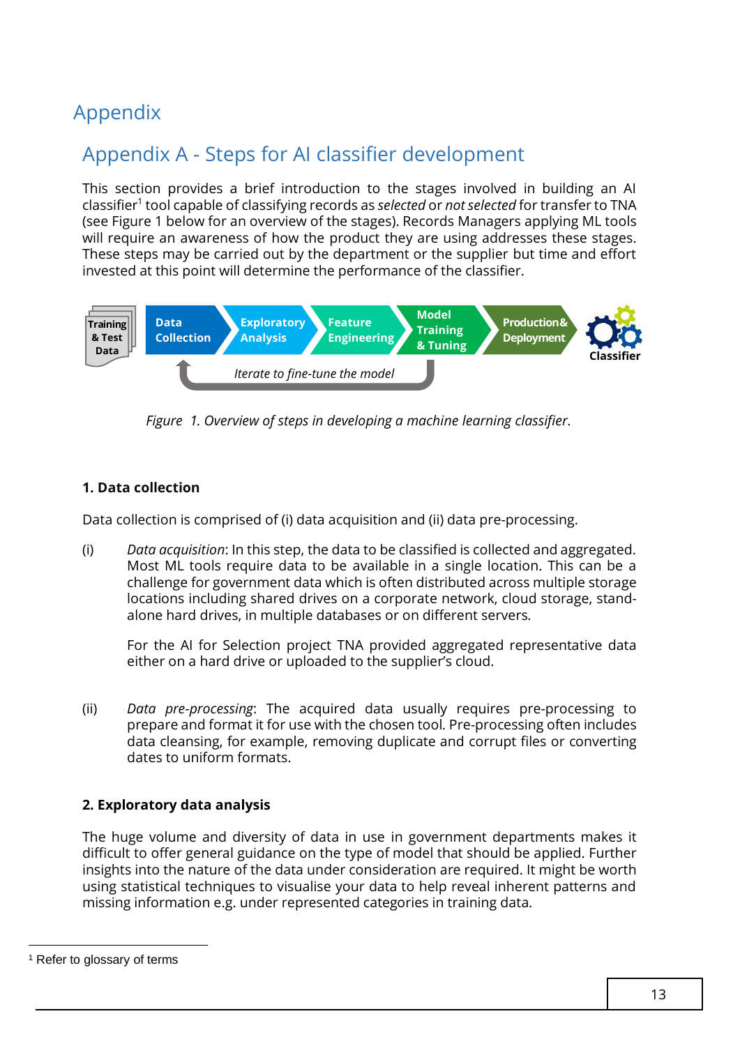# Appendix

## Appendix A - Steps for AI classifier development

This section provides a brief introduction to the stages involved in building an AI classifier[1] tool capable of classifying records as *selected* or *not selected* for transfer to TNA (see Figure 1 below for an overview of the stages). Records Managers applying ML tools will require an awareness of how the product they are using addresses these stages. These steps may be carried out by the department or the supplier but time and effort invested at this point will determine the performance of the classifier.

Training & Test Data → Data Collection → Exploratory Analysis → Feature Engineering → Model Training & Tuning → Production& Deployment → Classifier

Iterate to fine-tune the model

*Figure 1. Overview of steps in developing a machine learning classifier.*

### 1. Data collection

Data collection is comprised of (i) data acquisition and (ii) data pre-processing.

(i) *Data acquisition*: In this step, the data to be classified is collected and aggregated. Most ML tools require data to be available in a single location. This can be a challenge for government data which is often distributed across multiple storage locations including shared drives on a corporate network, cloud storage, stand-alone hard drives, in multiple databases or on different servers.

For the AI for Selection project TNA provided aggregated representative data either on a hard drive or uploaded to the supplier's cloud.

(ii) *Data pre-processing*: The acquired data usually requires pre-processing to prepare and format it for use with the chosen tool. Pre-processing often includes data cleansing, for example, removing duplicate and corrupt files or converting dates to uniform formats.

### 2. Exploratory data analysis

The huge volume and diversity of data in use in government departments makes it difficult to offer general guidance on the type of model that should be applied. Further insights into the nature of the data under consideration are required. It might be worth using statistical techniques to visualise your data to help reveal inherent patterns and missing information e.g. under represented categories in training data.

---

[1] Refer to glossary of terms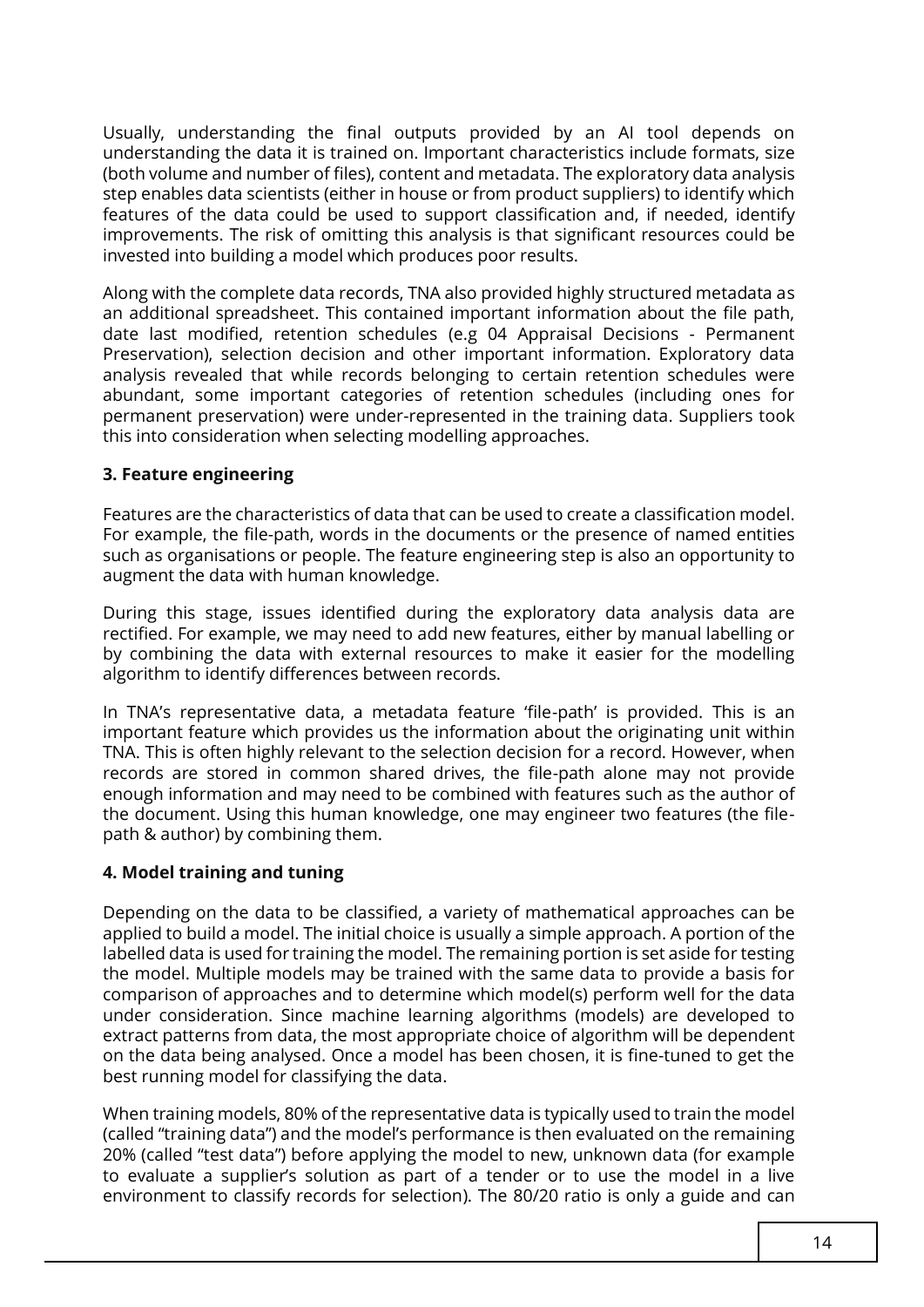Usually, understanding the final outputs provided by an AI tool depends on understanding the data it is trained on. Important characteristics include formats, size (both volume and number of files), content and metadata. The exploratory data analysis step enables data scientists (either in house or from product suppliers) to identify which features of the data could be used to support classification and, if needed, identify improvements. The risk of omitting this analysis is that significant resources could be invested into building a model which produces poor results.

Along with the complete data records, TNA also provided highly structured metadata as an additional spreadsheet. This contained important information about the file path, date last modified, retention schedules (e.g 04 Appraisal Decisions - Permanent Preservation), selection decision and other important information. Exploratory data analysis revealed that while records belonging to certain retention schedules were abundant, some important categories of retention schedules (including ones for permanent preservation) were under-represented in the training data. Suppliers took this into consideration when selecting modelling approaches.

**3. Feature engineering**

Features are the characteristics of data that can be used to create a classification model. For example, the file-path, words in the documents or the presence of named entities such as organisations or people. The feature engineering step is also an opportunity to augment the data with human knowledge.

During this stage, issues identified during the exploratory data analysis data are rectified. For example, we may need to add new features, either by manual labelling or by combining the data with external resources to make it easier for the modelling algorithm to identify differences between records.

In TNA's representative data, a metadata feature 'file-path' is provided. This is an important feature which provides us the information about the originating unit within TNA. This is often highly relevant to the selection decision for a record. However, when records are stored in common shared drives, the file-path alone may not provide enough information and may need to be combined with features such as the author of the document. Using this human knowledge, one may engineer two features (the file-path & author) by combining them.

**4. Model training and tuning**

Depending on the data to be classified, a variety of mathematical approaches can be applied to build a model. The initial choice is usually a simple approach. A portion of the labelled data is used for training the model. The remaining portion is set aside for testing the model. Multiple models may be trained with the same data to provide a basis for comparison of approaches and to determine which model(s) perform well for the data under consideration. Since machine learning algorithms (models) are developed to extract patterns from data, the most appropriate choice of algorithm will be dependent on the data being analysed. Once a model has been chosen, it is fine-tuned to get the best running model for classifying the data.

When training models, 80% of the representative data is typically used to train the model (called "training data") and the model's performance is then evaluated on the remaining 20% (called "test data") before applying the model to new, unknown data (for example to evaluate a supplier's solution as part of a tender or to use the model in a live environment to classify records for selection). The 80/20 ratio is only a guide and can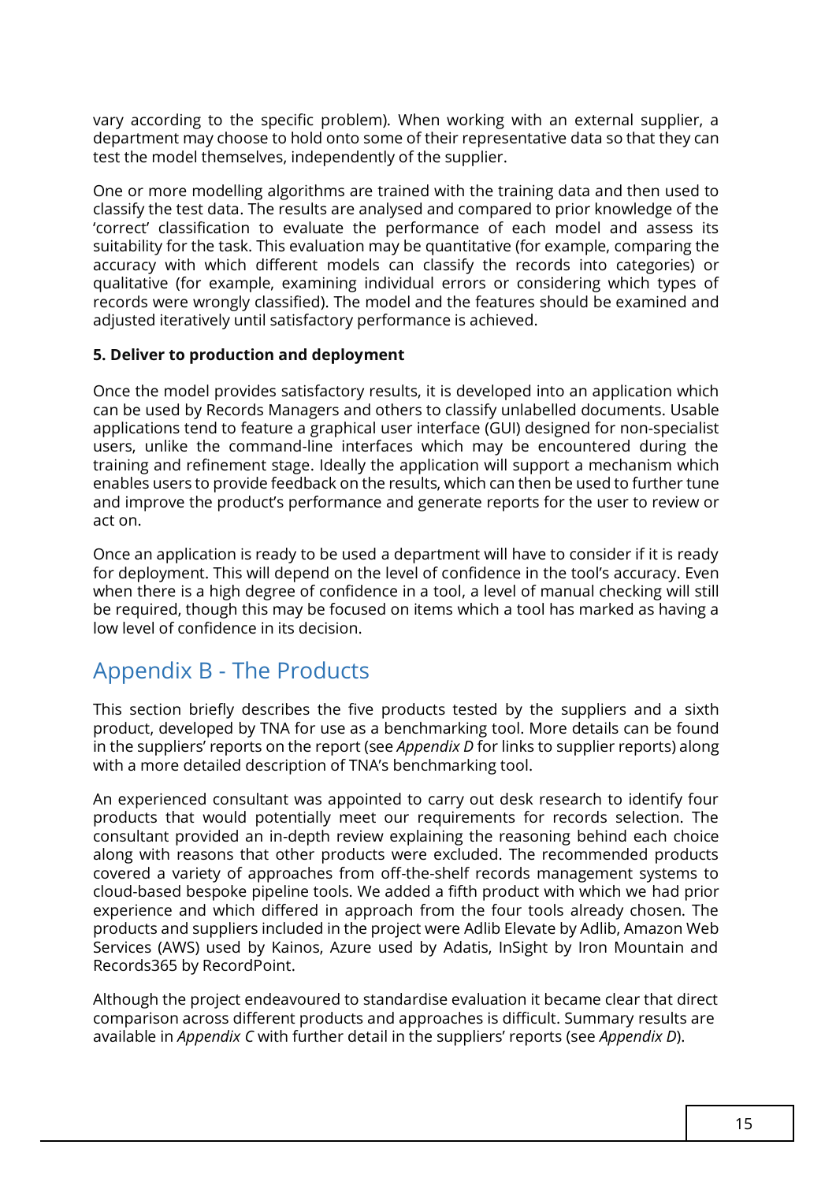vary according to the specific problem). When working with an external supplier, a department may choose to hold onto some of their representative data so that they can test the model themselves, independently of the supplier.

One or more modelling algorithms are trained with the training data and then used to classify the test data. The results are analysed and compared to prior knowledge of the 'correct' classification to evaluate the performance of each model and assess its suitability for the task. This evaluation may be quantitative (for example, comparing the accuracy with which different models can classify the records into categories) or qualitative (for example, examining individual errors or considering which types of records were wrongly classified). The model and the features should be examined and adjusted iteratively until satisfactory performance is achieved.

**5. Deliver to production and deployment**

Once the model provides satisfactory results, it is developed into an application which can be used by Records Managers and others to classify unlabelled documents. Usable applications tend to feature a graphical user interface (GUI) designed for non-specialist users, unlike the command-line interfaces which may be encountered during the training and refinement stage. Ideally the application will support a mechanism which enables users to provide feedback on the results, which can then be used to further tune and improve the product's performance and generate reports for the user to review or act on.

Once an application is ready to be used a department will have to consider if it is ready for deployment. This will depend on the level of confidence in the tool's accuracy. Even when there is a high degree of confidence in a tool, a level of manual checking will still be required, though this may be focused on items which a tool has marked as having a low level of confidence in its decision.

## Appendix B - The Products

This section briefly describes the five products tested by the suppliers and a sixth product, developed by TNA for use as a benchmarking tool. More details can be found in the suppliers' reports on the report (see *Appendix D* for links to supplier reports) along with a more detailed description of TNA's benchmarking tool.

An experienced consultant was appointed to carry out desk research to identify four products that would potentially meet our requirements for records selection. The consultant provided an in-depth review explaining the reasoning behind each choice along with reasons that other products were excluded. The recommended products covered a variety of approaches from off-the-shelf records management systems to cloud-based bespoke pipeline tools. We added a fifth product with which we had prior experience and which differed in approach from the four tools already chosen. The products and suppliers included in the project were Adlib Elevate by Adlib, Amazon Web Services (AWS) used by Kainos, Azure used by Adatis, InSight by Iron Mountain and Records365 by RecordPoint.

Although the project endeavoured to standardise evaluation it became clear that direct comparison across different products and approaches is difficult. Summary results are available in *Appendix C* with further detail in the suppliers' reports (see *Appendix D*).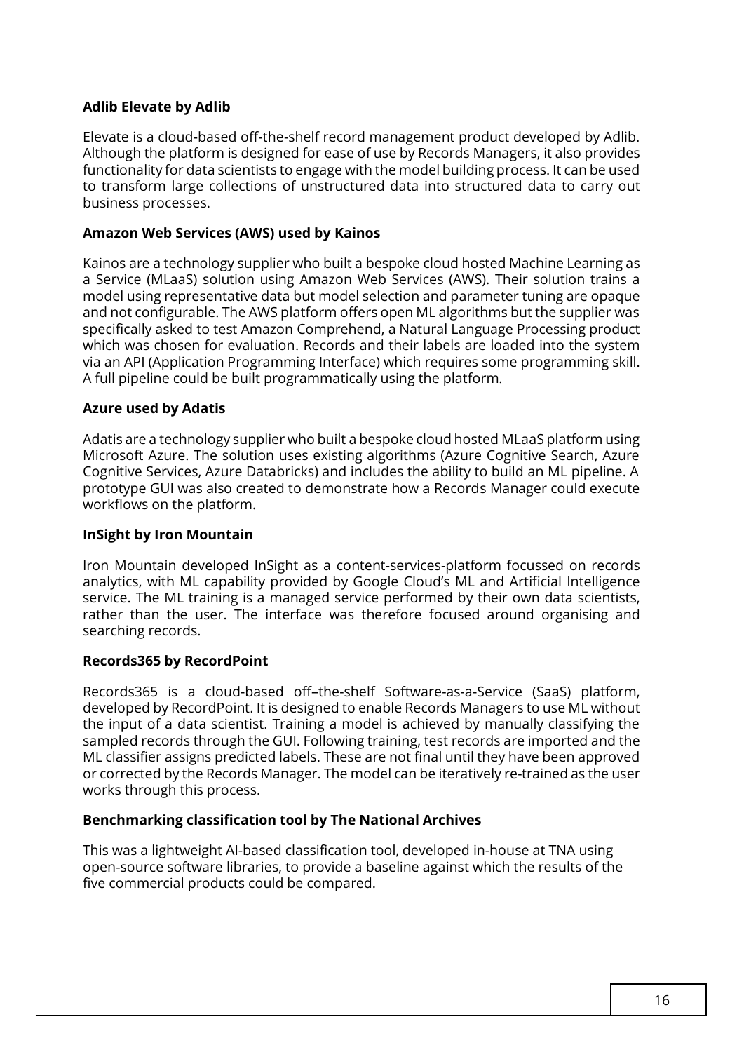**Adlib Elevate by Adlib**

Elevate is a cloud-based off-the-shelf record management product developed by Adlib. Although the platform is designed for ease of use by Records Managers, it also provides functionality for data scientists to engage with the model building process. It can be used to transform large collections of unstructured data into structured data to carry out business processes.

**Amazon Web Services (AWS) used by Kainos**

Kainos are a technology supplier who built a bespoke cloud hosted Machine Learning as a Service (MLaaS) solution using Amazon Web Services (AWS). Their solution trains a model using representative data but model selection and parameter tuning are opaque and not configurable. The AWS platform offers open ML algorithms but the supplier was specifically asked to test Amazon Comprehend, a Natural Language Processing product which was chosen for evaluation. Records and their labels are loaded into the system via an API (Application Programming Interface) which requires some programming skill. A full pipeline could be built programmatically using the platform.

**Azure used by Adatis**

Adatis are a technology supplier who built a bespoke cloud hosted MLaaS platform using Microsoft Azure. The solution uses existing algorithms (Azure Cognitive Search, Azure Cognitive Services, Azure Databricks) and includes the ability to build an ML pipeline. A prototype GUI was also created to demonstrate how a Records Manager could execute workflows on the platform.

**InSight by Iron Mountain**

Iron Mountain developed InSight as a content-services-platform focussed on records analytics, with ML capability provided by Google Cloud's ML and Artificial Intelligence service. The ML training is a managed service performed by their own data scientists, rather than the user. The interface was therefore focused around organising and searching records.

**Records365 by RecordPoint**

Records365 is a cloud-based off–the-shelf Software-as-a-Service (SaaS) platform, developed by RecordPoint. It is designed to enable Records Managers to use ML without the input of a data scientist. Training a model is achieved by manually classifying the sampled records through the GUI. Following training, test records are imported and the ML classifier assigns predicted labels. These are not final until they have been approved or corrected by the Records Manager. The model can be iteratively re-trained as the user works through this process.

**Benchmarking classification tool by The National Archives**

This was a lightweight AI-based classification tool, developed in-house at TNA using open-source software libraries, to provide a baseline against which the results of the five commercial products could be compared.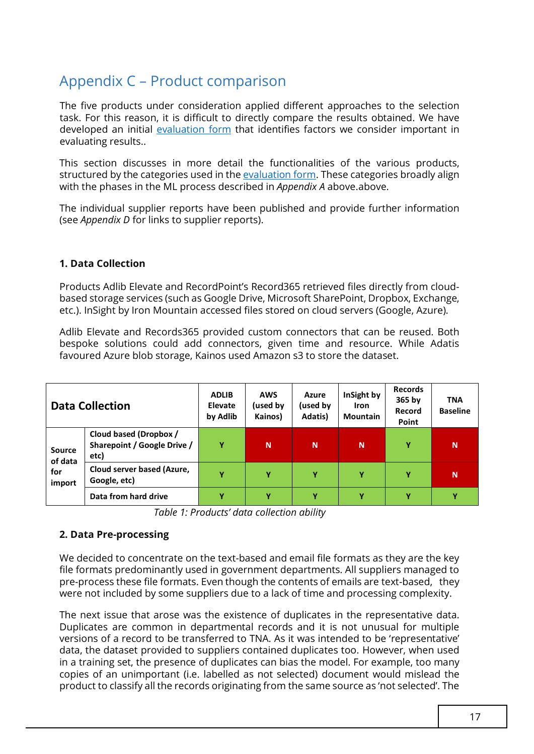# Appendix C – Product comparison

The five products under consideration applied different approaches to the selection task. For this reason, it is difficult to directly compare the results obtained. We have developed an initial [evaluation form](evaluation form) that identifies factors we consider important in evaluating results..

This section discusses in more detail the functionalities of the various products, structured by the categories used in the [evaluation form](evaluation form). These categories broadly align with the phases in the ML process described in *Appendix A* above.above.

The individual supplier reports have been published and provide further information (see *Appendix D* for links to supplier reports).

### 1. Data Collection

Products Adlib Elevate and RecordPoint's Record365 retrieved files directly from cloud-based storage services (such as Google Drive, Microsoft SharePoint, Dropbox, Exchange, etc.). InSight by Iron Mountain accessed files stored on cloud servers (Google, Azure).

Adlib Elevate and Records365 provided custom connectors that can be reused. Both bespoke solutions could add connectors, given time and resource. While Adatis favoured Azure blob storage, Kainos used Amazon s3 to store the dataset.

| Data Collection | | ADLIB Elevate by Adlib | AWS (used by Kainos) | Azure (used by Adatis) | InSight by Iron Mountain | Records 365 by Record Point | TNA Baseline |
|---|---|---|---|---|---|---|---|
| Source of data for import | Cloud based (Dropbox / Sharepoint / Google Drive / etc) | Y | N | N | N | Y | N |
| | Cloud server based (Azure, Google, etc) | Y | Y | Y | Y | Y | N |
| | Data from hard drive | Y | Y | Y | Y | Y | Y |

*Table 1: Products' data collection ability*

### 2. Data Pre-processing

We decided to concentrate on the text-based and email file formats as they are the key file formats predominantly used in government departments. All suppliers managed to pre-process these file formats. Even though the contents of emails are text-based, they were not included by some suppliers due to a lack of time and processing complexity.

The next issue that arose was the existence of duplicates in the representative data. Duplicates are common in departmental records and it is not unusual for multiple versions of a record to be transferred to TNA. As it was intended to be 'representative' data, the dataset provided to suppliers contained duplicates too. However, when used in a training set, the presence of duplicates can bias the model. For example, too many copies of an unimportant (i.e. labelled as not selected) document would mislead the product to classify all the records originating from the same source as 'not selected'. The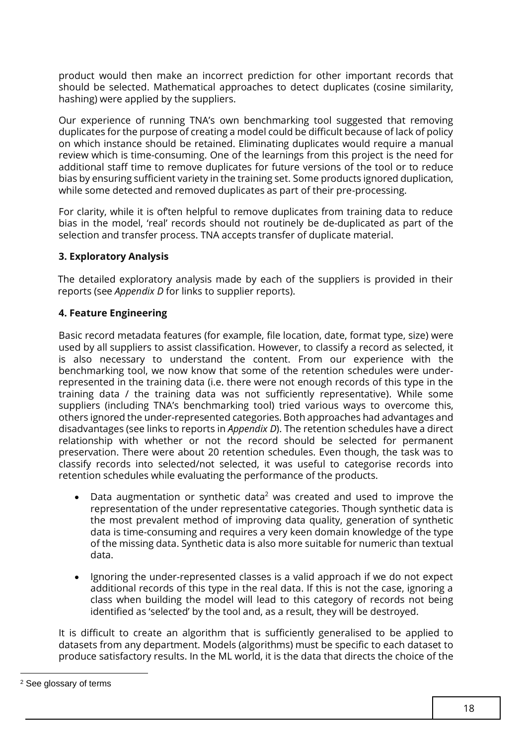product would then make an incorrect prediction for other important records that should be selected. Mathematical approaches to detect duplicates (cosine similarity, hashing) were applied by the suppliers.

Our experience of running TNA's own benchmarking tool suggested that removing duplicates for the purpose of creating a model could be difficult because of lack of policy on which instance should be retained. Eliminating duplicates would require a manual review which is time-consuming. One of the learnings from this project is the need for additional staff time to remove duplicates for future versions of the tool or to reduce bias by ensuring sufficient variety in the training set. Some products ignored duplication, while some detected and removed duplicates as part of their pre-processing.

For clarity, while it is of'ten helpful to remove duplicates from training data to reduce bias in the model, 'real' records should not routinely be de-duplicated as part of the selection and transfer process. TNA accepts transfer of duplicate material.

**3. Exploratory Analysis**

The detailed exploratory analysis made by each of the suppliers is provided in their reports (see *Appendix D* for links to supplier reports).

**4. Feature Engineering**

Basic record metadata features (for example, file location, date, format type, size) were used by all suppliers to assist classification. However, to classify a record as selected, it is also necessary to understand the content. From our experience with the benchmarking tool, we now know that some of the retention schedules were under-represented in the training data (i.e. there were not enough records of this type in the training data / the training data was not sufficiently representative). While some suppliers (including TNA's benchmarking tool) tried various ways to overcome this, others ignored the under-represented categories. Both approaches had advantages and disadvantages (see links to reports in *Appendix D*). The retention schedules have a direct relationship with whether or not the record should be selected for permanent preservation. There were about 20 retention schedules. Even though, the task was to classify records into selected/not selected, it was useful to categorise records into retention schedules while evaluating the performance of the products.

- Data augmentation or synthetic data[2] was created and used to improve the representation of the under representative categories. Though synthetic data is the most prevalent method of improving data quality, generation of synthetic data is time-consuming and requires a very keen domain knowledge of the type of the missing data. Synthetic data is also more suitable for numeric than textual data.

- Ignoring the under-represented classes is a valid approach if we do not expect additional records of this type in the real data. If this is not the case, ignoring a class when building the model will lead to this category of records not being identified as 'selected' by the tool and, as a result, they will be destroyed.

It is difficult to create an algorithm that is sufficiently generalised to be applied to datasets from any department. Models (algorithms) must be specific to each dataset to produce satisfactory results. In the ML world, it is the data that directs the choice of the

[2] See glossary of terms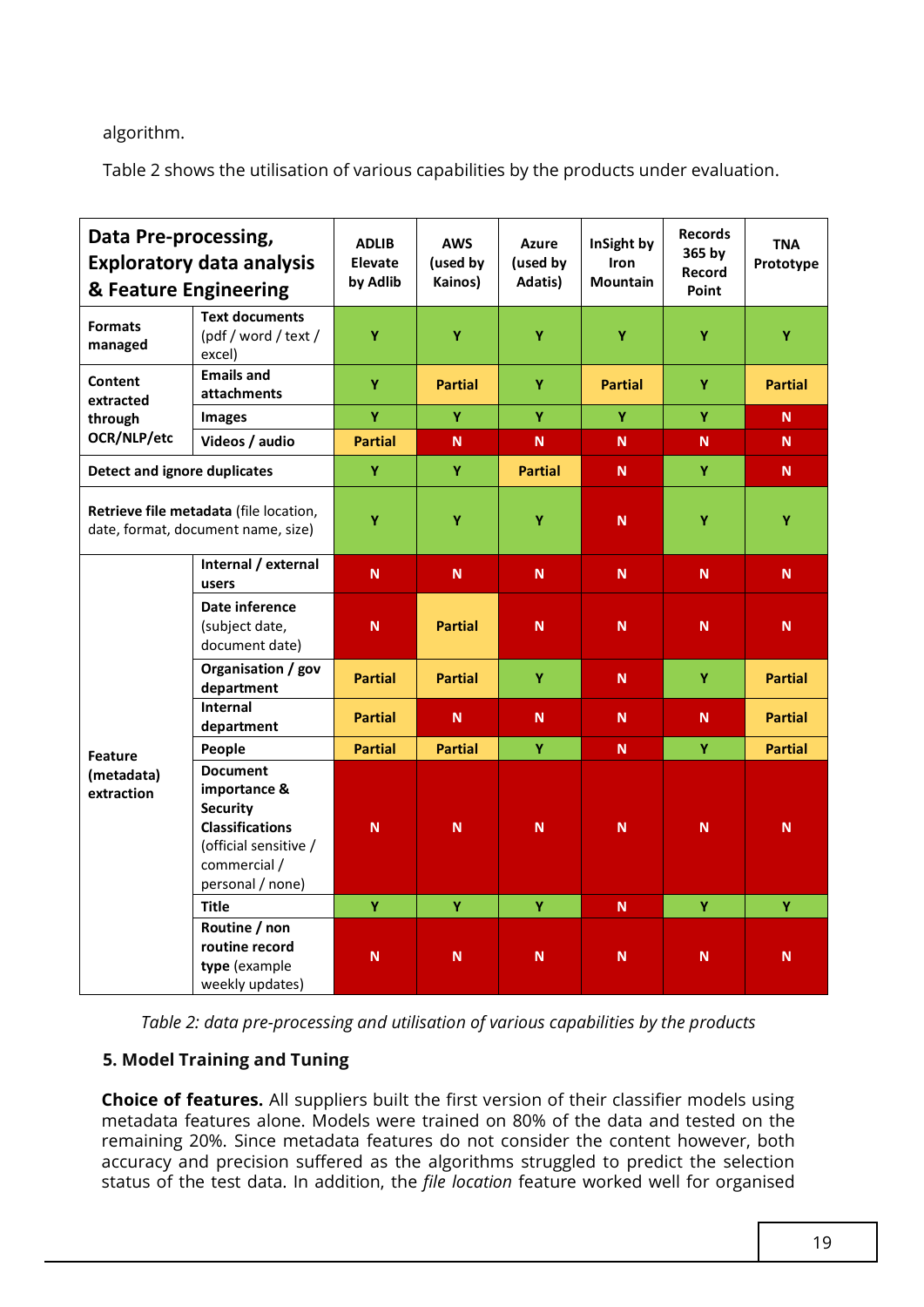algorithm.

Table 2 shows the utilisation of various capabilities by the products under evaluation.

| **Data Pre-processing, Exploratory data analysis & Feature Engineering** | | **ADLIB Elevate by Adlib** | **AWS (used by Kainos)** | **Azure (used by Adatis)** | **InSight by Iron Mountain** | **Records 365 by Record Point** | **TNA Prototype** |
|---|---|---|---|---|---|---|---|
| **Formats managed** | **Text documents** (pdf / word / text / excel) | Y | Y | Y | Y | Y | Y |
| **Content extracted through OCR/NLP/etc** | **Emails and attachments** | Y | Partial | Y | Partial | Y | Partial |
| | **Images** | Y | Y | Y | Y | Y | N |
| | **Videos / audio** | Partial | N | N | N | N | N |
| **Detect and ignore duplicates** | | Y | Y | Partial | N | Y | N |
| **Retrieve file metadata** (file location, date, format, document name, size) | | Y | Y | Y | N | Y | Y |
| **Feature (metadata) extraction** | **Internal / external users** | N | N | N | N | N | N |
| | **Date inference** (subject date, document date) | N | Partial | N | N | N | N |
| | **Organisation / gov department** | Partial | Partial | Y | N | Y | Partial |
| | **Internal department** | Partial | N | N | N | N | Partial |
| | **People** | Partial | Partial | Y | N | Y | Partial |
| | **Document importance & Security Classifications** (official sensitive / commercial / personal / none) | N | N | N | N | N | N |
| | **Title** | Y | Y | Y | N | Y | Y |
| | **Routine / non routine record type** (example weekly updates) | N | N | N | N | N | N |

*Table 2: data pre-processing and utilisation of various capabilities by the products*

### 5. Model Training and Tuning

**Choice of features.** All suppliers built the first version of their classifier models using metadata features alone. Models were trained on 80% of the data and tested on the remaining 20%. Since metadata features do not consider the content however, both accuracy and precision suffered as the algorithms struggled to predict the selection status of the test data. In addition, the *file location* feature worked well for organised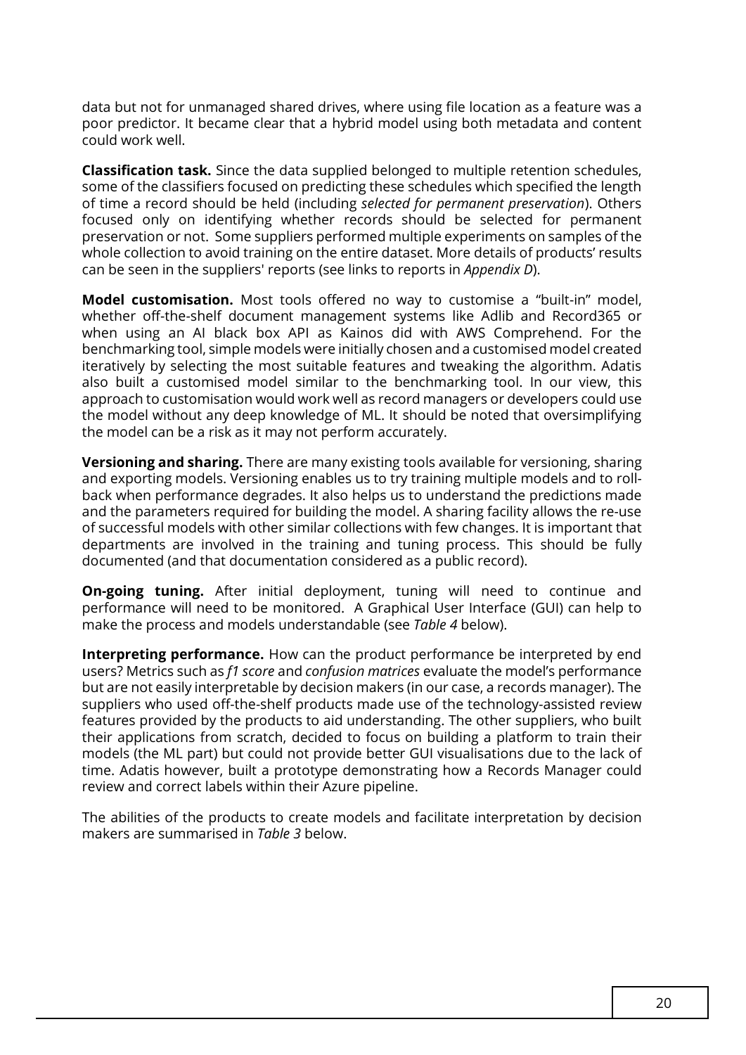data but not for unmanaged shared drives, where using file location as a feature was a poor predictor. It became clear that a hybrid model using both metadata and content could work well.

**Classification task.** Since the data supplied belonged to multiple retention schedules, some of the classifiers focused on predicting these schedules which specified the length of time a record should be held (including *selected for permanent preservation*). Others focused only on identifying whether records should be selected for permanent preservation or not. Some suppliers performed multiple experiments on samples of the whole collection to avoid training on the entire dataset. More details of products' results can be seen in the suppliers' reports (see links to reports in *Appendix D*).

**Model customisation.** Most tools offered no way to customise a "built-in" model, whether off-the-shelf document management systems like Adlib and Record365 or when using an AI black box API as Kainos did with AWS Comprehend. For the benchmarking tool, simple models were initially chosen and a customised model created iteratively by selecting the most suitable features and tweaking the algorithm. Adatis also built a customised model similar to the benchmarking tool. In our view, this approach to customisation would work well as record managers or developers could use the model without any deep knowledge of ML. It should be noted that oversimplifying the model can be a risk as it may not perform accurately.

**Versioning and sharing.** There are many existing tools available for versioning, sharing and exporting models. Versioning enables us to try training multiple models and to roll-back when performance degrades. It also helps us to understand the predictions made and the parameters required for building the model. A sharing facility allows the re-use of successful models with other similar collections with few changes. It is important that departments are involved in the training and tuning process. This should be fully documented (and that documentation considered as a public record).

**On-going tuning.** After initial deployment, tuning will need to continue and performance will need to be monitored. A Graphical User Interface (GUI) can help to make the process and models understandable (see *Table 4* below).

**Interpreting performance.** How can the product performance be interpreted by end users? Metrics such as *f1 score* and *confusion matrices* evaluate the model's performance but are not easily interpretable by decision makers (in our case, a records manager). The suppliers who used off-the-shelf products made use of the technology-assisted review features provided by the products to aid understanding. The other suppliers, who built their applications from scratch, decided to focus on building a platform to train their models (the ML part) but could not provide better GUI visualisations due to the lack of time. Adatis however, built a prototype demonstrating how a Records Manager could review and correct labels within their Azure pipeline.

The abilities of the products to create models and facilitate interpretation by decision makers are summarised in *Table 3* below.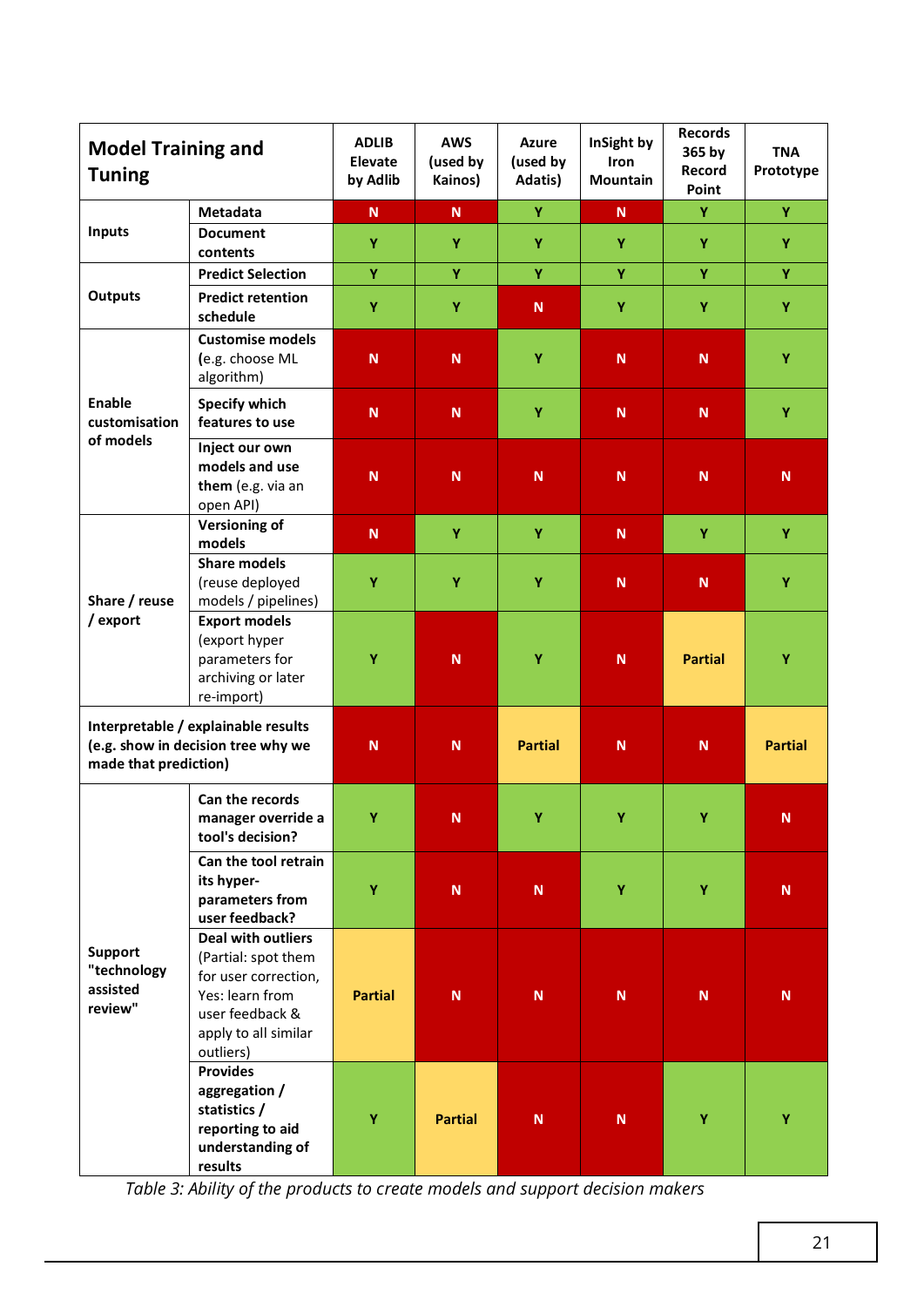| Model Training and Tuning | | ADLIB Elevate by Adlib | AWS (used by Kainos) | Azure (used by Adatis) | InSight by Iron Mountain | Records 365 by Record Point | TNA Prototype |
|---|---|---|---|---|---|---|---|
| Inputs | Metadata | N | N | Y | N | Y | Y |
| | Document contents | Y | Y | Y | Y | Y | Y |
| Outputs | Predict Selection | Y | Y | Y | Y | Y | Y |
| | Predict retention schedule | Y | Y | N | Y | Y | Y |
| Enable customisation of models | Customise models (e.g. choose ML algorithm) | N | N | Y | N | N | Y |
| | Specify which features to use | N | N | Y | N | N | Y |
| | Inject our own models and use them (e.g. via an open API) | N | N | N | N | N | N |
| Share / reuse / export | Versioning of models | N | Y | Y | N | Y | Y |
| | Share models (reuse deployed models / pipelines) | Y | Y | Y | N | N | Y |
| | Export models (export hyper parameters for archiving or later re-import) | Y | N | Y | N | Partial | Y |
| Interpretable / explainable results (e.g. show in decision tree why we made that prediction) | | N | N | Partial | N | N | Partial |
| Support "technology assisted review" | Can the records manager override a tool's decision? | Y | N | Y | Y | Y | N |
| | Can the tool retrain its hyper-parameters from user feedback? | Y | N | N | Y | Y | N |
| | Deal with outliers (Partial: spot them for user correction, Yes: learn from user feedback & apply to all similar outliers) | Partial | N | N | N | N | N |
| | Provides aggregation / statistics / reporting to aid understanding of results | Y | Partial | N | N | Y | Y |

*Table 3: Ability of the products to create models and support decision makers*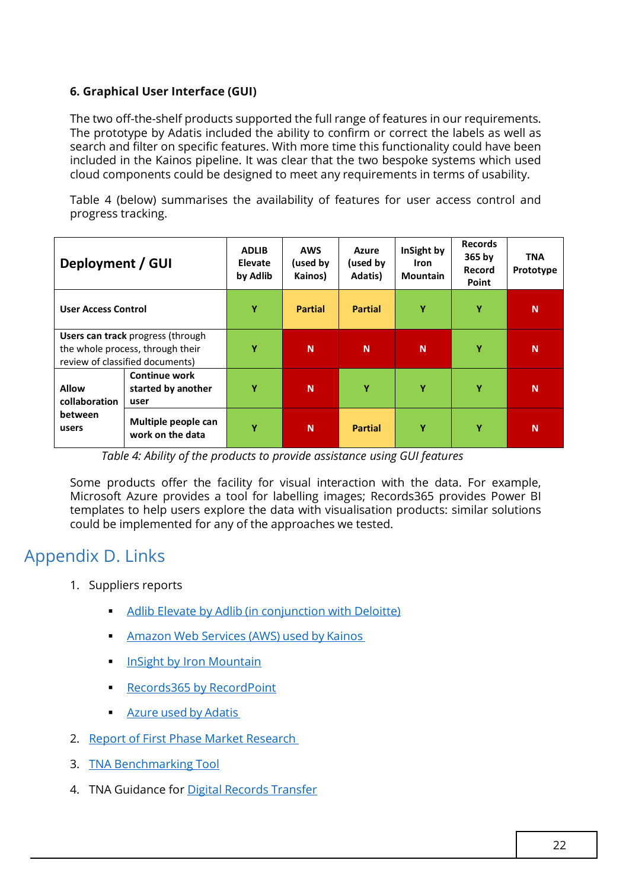### 6. Graphical User Interface (GUI)

The two off-the-shelf products supported the full range of features in our requirements. The prototype by Adatis included the ability to confirm or correct the labels as well as search and filter on specific features. With more time this functionality could have been included in the Kainos pipeline. It was clear that the two bespoke systems which used cloud components could be designed to meet any requirements in terms of usability.

Table 4 (below) summarises the availability of features for user access control and progress tracking.

| **Deployment / GUI** | | **ADLIB Elevate by Adlib** | **AWS (used by Kainos)** | **Azure (used by Adatis)** | **InSight by Iron Mountain** | **Records 365 by Record Point** | **TNA Prototype** |
|---|---|---|---|---|---|---|---|
| **User Access Control** | | Y | Partial | Partial | Y | Y | N |
| **Users can track** progress (through the whole process, through their review of classified documents) | | Y | N | N | N | Y | N |
| **Allow collaboration between users** | **Continue work started by another user** | Y | N | Y | Y | Y | N |
| | **Multiple people can work on the data** | Y | N | Partial | Y | Y | N |

*Table 4: Ability of the products to provide assistance using GUI features*

Some products offer the facility for visual interaction with the data. For example, Microsoft Azure provides a tool for labelling images; Records365 provides Power BI templates to help users explore the data with visualisation products: similar solutions could be implemented for any of the approaches we tested.

## Appendix D. Links

1. Suppliers reports
   - Adlib Elevate by Adlib (in conjunction with Deloitte)
   - Amazon Web Services (AWS) used by Kainos
   - InSight by Iron Mountain
   - Records365 by RecordPoint
   - Azure used by Adatis
2. Report of First Phase Market Research
3. TNA Benchmarking Tool
4. TNA Guidance for Digital Records Transfer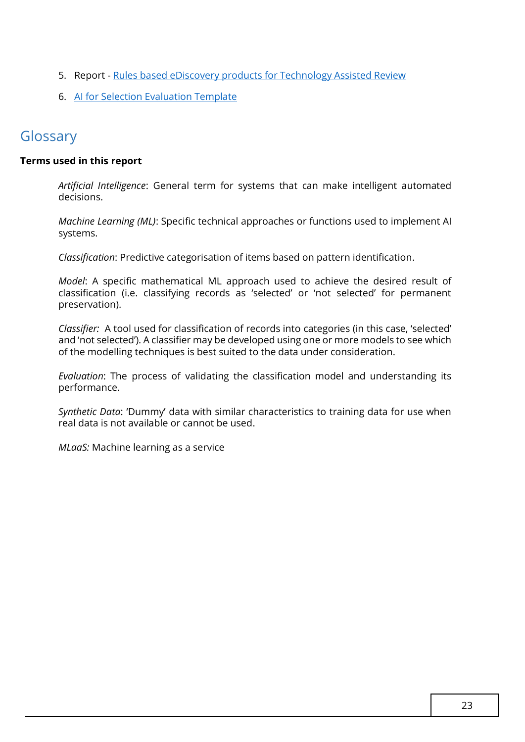5. Report - Rules based eDiscovery products for Technology Assisted Review

6. AI for Selection Evaluation Template

# Glossary

**Terms used in this report**

*Artificial Intelligence*: General term for systems that can make intelligent automated decisions.

*Machine Learning (ML)*: Specific technical approaches or functions used to implement AI systems.

*Classification*: Predictive categorisation of items based on pattern identification.

*Model*: A specific mathematical ML approach used to achieve the desired result of classification (i.e. classifying records as 'selected' or 'not selected' for permanent preservation).

*Classifier:* A tool used for classification of records into categories (in this case, 'selected' and 'not selected'). A classifier may be developed using one or more models to see which of the modelling techniques is best suited to the data under consideration.

*Evaluation*: The process of validating the classification model and understanding its performance.

*Synthetic Data*: 'Dummy' data with similar characteristics to training data for use when real data is not available or cannot be used.

*MLaaS:* Machine learning as a service